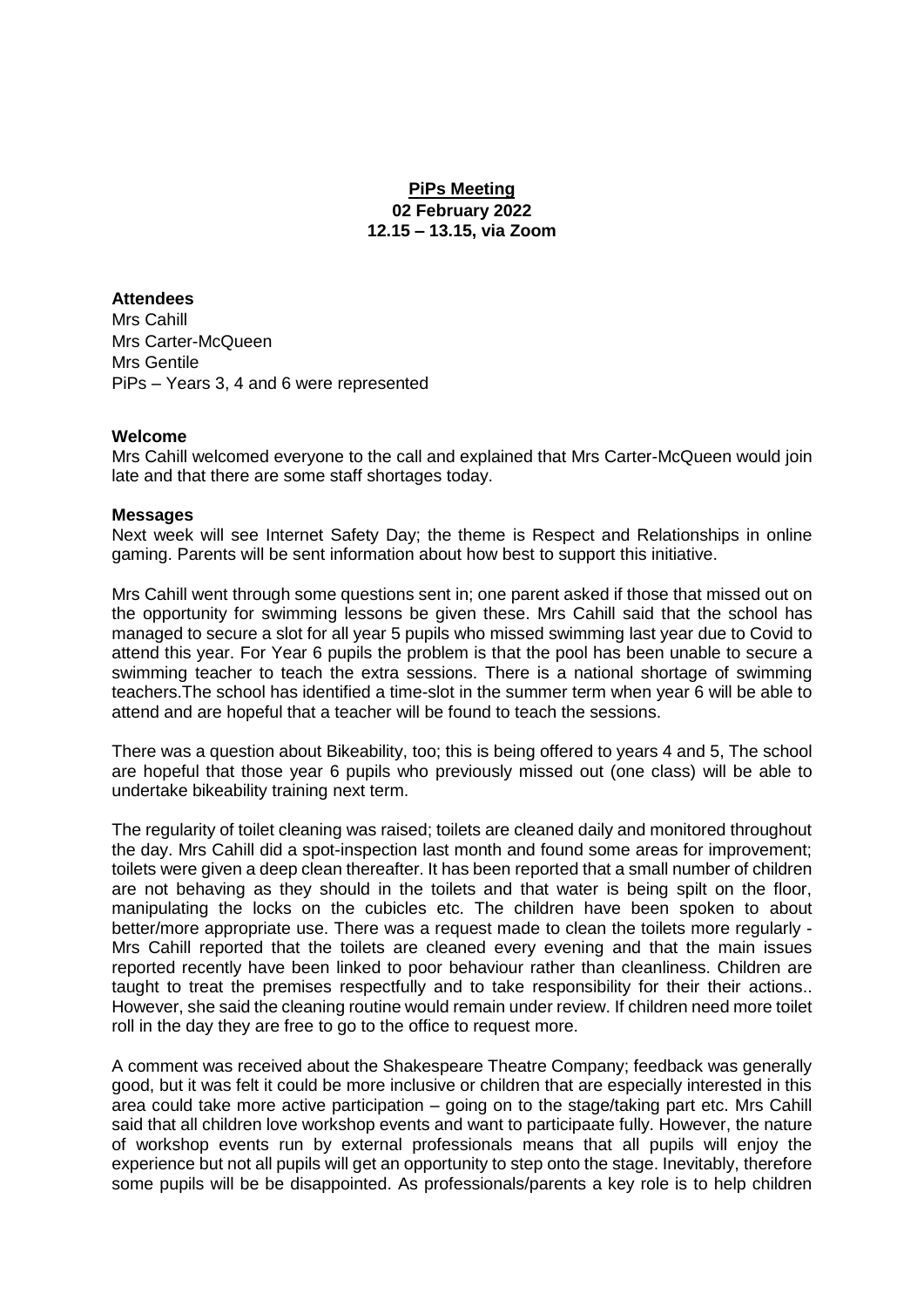**PiPs Meeting**
**02 February 2022**
**12.15 – 13.15, via Zoom**

**Attendees**
Mrs Cahill
Mrs Carter-McQueen
Mrs Gentile
PiPs – Years 3, 4 and 6 were represented

**Welcome**
Mrs Cahill welcomed everyone to the call and explained that Mrs Carter-McQueen would join late and that there are some staff shortages today.

**Messages**
Next week will see Internet Safety Day; the theme is Respect and Relationships in online gaming. Parents will be sent information about how best to support this initiative.

Mrs Cahill went through some questions sent in; one parent asked if those that missed out on the opportunity for swimming lessons be given these. Mrs Cahill said that the school has managed to secure a slot for all year 5 pupils who missed swimming last year due to Covid to attend this year. For Year 6 pupils the problem is that the pool has been unable to secure a swimming teacher to teach the extra sessions. There is a national shortage of swimming teachers.The school has identified a time-slot in the summer term when year 6 will be able to attend and are hopeful that a teacher will be found to teach the sessions.

There was a question about Bikeability, too; this is being offered to years 4 and 5, The school are hopeful that those year 6 pupils who previously missed out (one class) will be able to undertake bikeability training next term.

The regularity of toilet cleaning was raised; toilets are cleaned daily and monitored throughout the day. Mrs Cahill did a spot-inspection last month and found some areas for improvement; toilets were given a deep clean thereafter. It has been reported that a small number of children are not behaving as they should in the toilets and that water is being spilt on the floor, manipulating the locks on the cubicles etc. The children have been spoken to about better/more appropriate use. There was a request made to clean the toilets more regularly - Mrs Cahill reported that the toilets are cleaned every evening and that the main issues reported recently have been linked to poor behaviour rather than cleanliness. Children are taught to treat the premises respectfully and to take responsibility for their their actions.. However, she said the cleaning routine would remain under review. If children need more toilet roll in the day they are free to go to the office to request more.

A comment was received about the Shakespeare Theatre Company; feedback was generally good, but it was felt it could be more inclusive or children that are especially interested in this area could take more active participation – going on to the stage/taking part etc. Mrs Cahill said that all children love workshop events and want to participaate fully. However, the nature of workshop events run by external professionals means that all pupils will enjoy the experience but not all pupils will get an opportunity to step onto the stage. Inevitably, therefore some pupils will be be disappointed. As professionals/parents a key role is to help children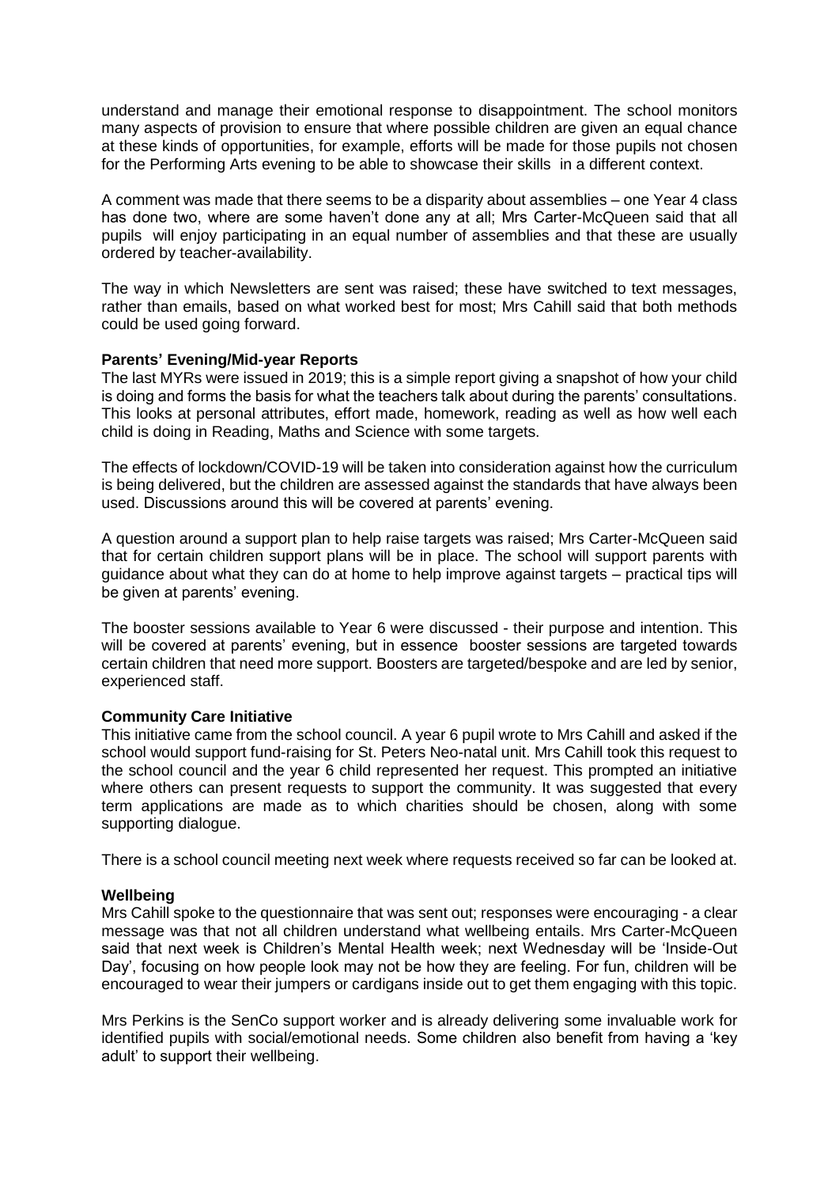understand and manage their emotional response to disappointment. The school monitors many aspects of provision to ensure that where possible children are given an equal chance at these kinds of opportunities, for example, efforts will be made for those pupils not chosen for the Performing Arts evening to be able to showcase their skills in a different context.

A comment was made that there seems to be a disparity about assemblies – one Year 4 class has done two, where are some haven't done any at all; Mrs Carter-McQueen said that all pupils will enjoy participating in an equal number of assemblies and that these are usually ordered by teacher-availability.

The way in which Newsletters are sent was raised; these have switched to text messages, rather than emails, based on what worked best for most; Mrs Cahill said that both methods could be used going forward.

**Parents' Evening/Mid-year Reports**

The last MYRs were issued in 2019; this is a simple report giving a snapshot of how your child is doing and forms the basis for what the teachers talk about during the parents' consultations. This looks at personal attributes, effort made, homework, reading as well as how well each child is doing in Reading, Maths and Science with some targets.

The effects of lockdown/COVID-19 will be taken into consideration against how the curriculum is being delivered, but the children are assessed against the standards that have always been used. Discussions around this will be covered at parents' evening.

A question around a support plan to help raise targets was raised; Mrs Carter-McQueen said that for certain children support plans will be in place. The school will support parents with guidance about what they can do at home to help improve against targets – practical tips will be given at parents' evening.

The booster sessions available to Year 6 were discussed - their purpose and intention. This will be covered at parents' evening, but in essence booster sessions are targeted towards certain children that need more support. Boosters are targeted/bespoke and are led by senior, experienced staff.

**Community Care Initiative**

This initiative came from the school council. A year 6 pupil wrote to Mrs Cahill and asked if the school would support fund-raising for St. Peters Neo-natal unit. Mrs Cahill took this request to the school council and the year 6 child represented her request. This prompted an initiative where others can present requests to support the community. It was suggested that every term applications are made as to which charities should be chosen, along with some supporting dialogue.

There is a school council meeting next week where requests received so far can be looked at.

**Wellbeing**

Mrs Cahill spoke to the questionnaire that was sent out; responses were encouraging - a clear message was that not all children understand what wellbeing entails. Mrs Carter-McQueen said that next week is Children's Mental Health week; next Wednesday will be 'Inside-Out Day', focusing on how people look may not be how they are feeling. For fun, children will be encouraged to wear their jumpers or cardigans inside out to get them engaging with this topic.

Mrs Perkins is the SenCo support worker and is already delivering some invaluable work for identified pupils with social/emotional needs. Some children also benefit from having a 'key adult' to support their wellbeing.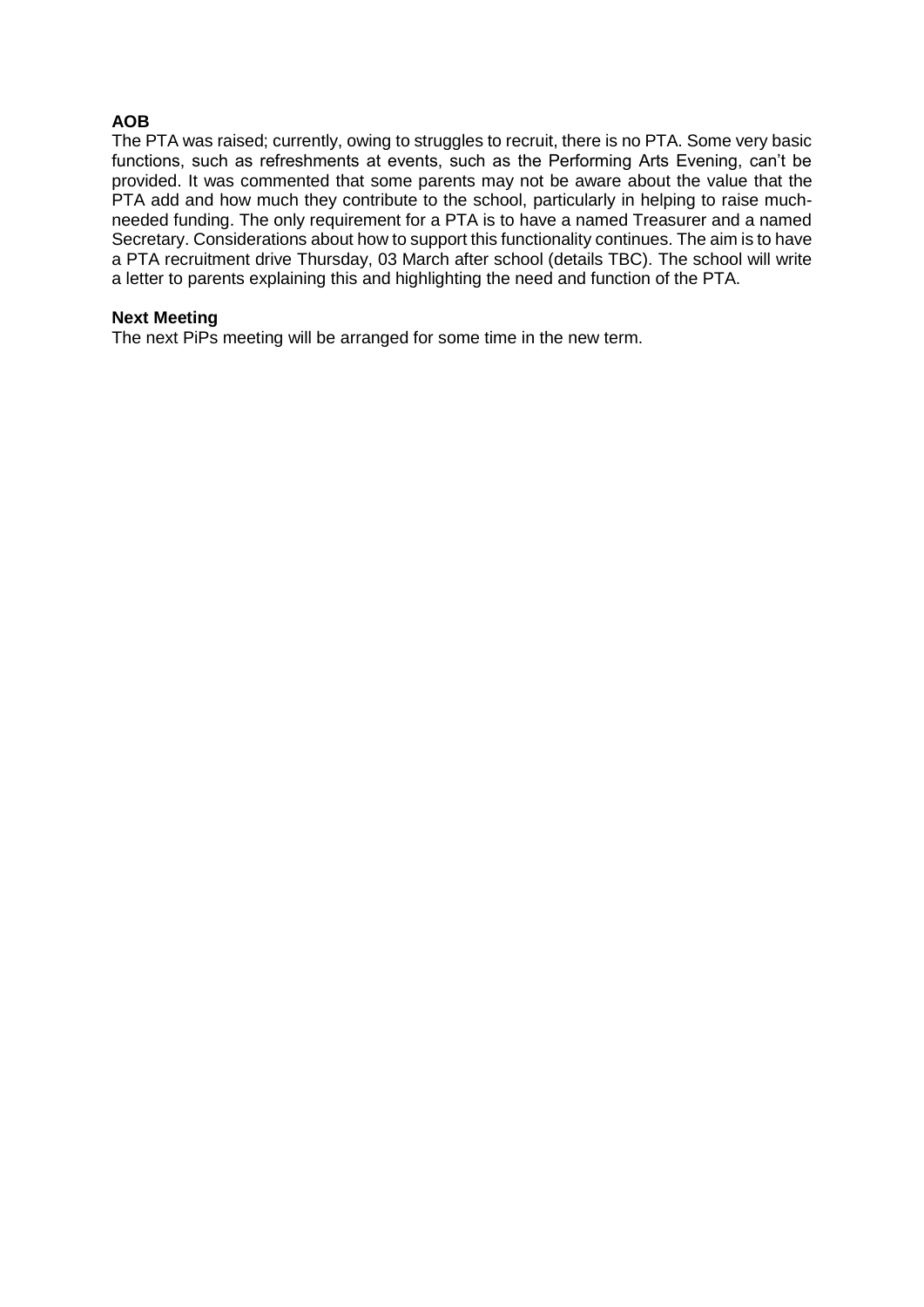**AOB**

The PTA was raised; currently, owing to struggles to recruit, there is no PTA. Some very basic functions, such as refreshments at events, such as the Performing Arts Evening, can't be provided. It was commented that some parents may not be aware about the value that the PTA add and how much they contribute to the school, particularly in helping to raise much-needed funding. The only requirement for a PTA is to have a named Treasurer and a named Secretary. Considerations about how to support this functionality continues. The aim is to have a PTA recruitment drive Thursday, 03 March after school (details TBC). The school will write a letter to parents explaining this and highlighting the need and function of the PTA.

**Next Meeting**

The next PiPs meeting will be arranged for some time in the new term.